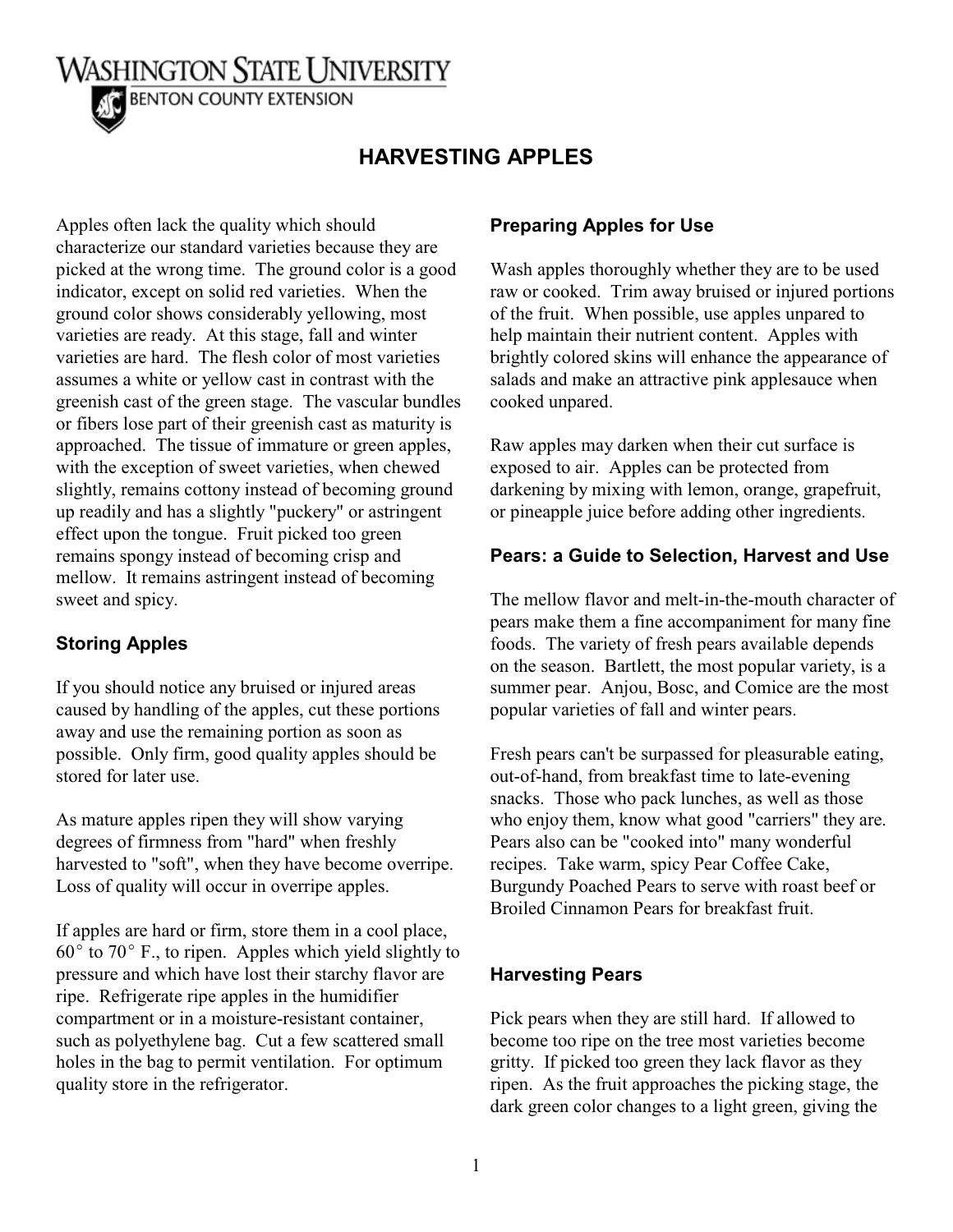WASHINGTON STATE UNIVERSITY
BENTON COUNTY EXTENSION

# HARVESTING APPLES

Apples often lack the quality which should characterize our standard varieties because they are picked at the wrong time. The ground color is a good indicator, except on solid red varieties. When the ground color shows considerably yellowing, most varieties are ready. At this stage, fall and winter varieties are hard. The flesh color of most varieties assumes a white or yellow cast in contrast with the greenish cast of the green stage. The vascular bundles or fibers lose part of their greenish cast as maturity is approached. The tissue of immature or green apples, with the exception of sweet varieties, when chewed slightly, remains cottony instead of becoming ground up readily and has a slightly "puckery" or astringent effect upon the tongue. Fruit picked too green remains spongy instead of becoming crisp and mellow. It remains astringent instead of becoming sweet and spicy.

## Storing Apples

If you should notice any bruised or injured areas caused by handling of the apples, cut these portions away and use the remaining portion as soon as possible. Only firm, good quality apples should be stored for later use.

As mature apples ripen they will show varying degrees of firmness from "hard" when freshly harvested to "soft", when they have become overripe. Loss of quality will occur in overripe apples.

If apples are hard or firm, store them in a cool place, 60° to 70° F., to ripen. Apples which yield slightly to pressure and which have lost their starchy flavor are ripe. Refrigerate ripe apples in the humidifier compartment or in a moisture-resistant container, such as polyethylene bag. Cut a few scattered small holes in the bag to permit ventilation. For optimum quality store in the refrigerator.

## Preparing Apples for Use

Wash apples thoroughly whether they are to be used raw or cooked. Trim away bruised or injured portions of the fruit. When possible, use apples unpared to help maintain their nutrient content. Apples with brightly colored skins will enhance the appearance of salads and make an attractive pink applesauce when cooked unpared.

Raw apples may darken when their cut surface is exposed to air. Apples can be protected from darkening by mixing with lemon, orange, grapefruit, or pineapple juice before adding other ingredients.

## Pears: a Guide to Selection, Harvest and Use

The mellow flavor and melt-in-the-mouth character of pears make them a fine accompaniment for many fine foods. The variety of fresh pears available depends on the season. Bartlett, the most popular variety, is a summer pear. Anjou, Bosc, and Comice are the most popular varieties of fall and winter pears.

Fresh pears can't be surpassed for pleasurable eating, out-of-hand, from breakfast time to late-evening snacks. Those who pack lunches, as well as those who enjoy them, know what good "carriers" they are. Pears also can be "cooked into" many wonderful recipes. Take warm, spicy Pear Coffee Cake, Burgundy Poached Pears to serve with roast beef or Broiled Cinnamon Pears for breakfast fruit.

## Harvesting Pears

Pick pears when they are still hard. If allowed to become too ripe on the tree most varieties become gritty. If picked too green they lack flavor as they ripen. As the fruit approaches the picking stage, the dark green color changes to a light green, giving the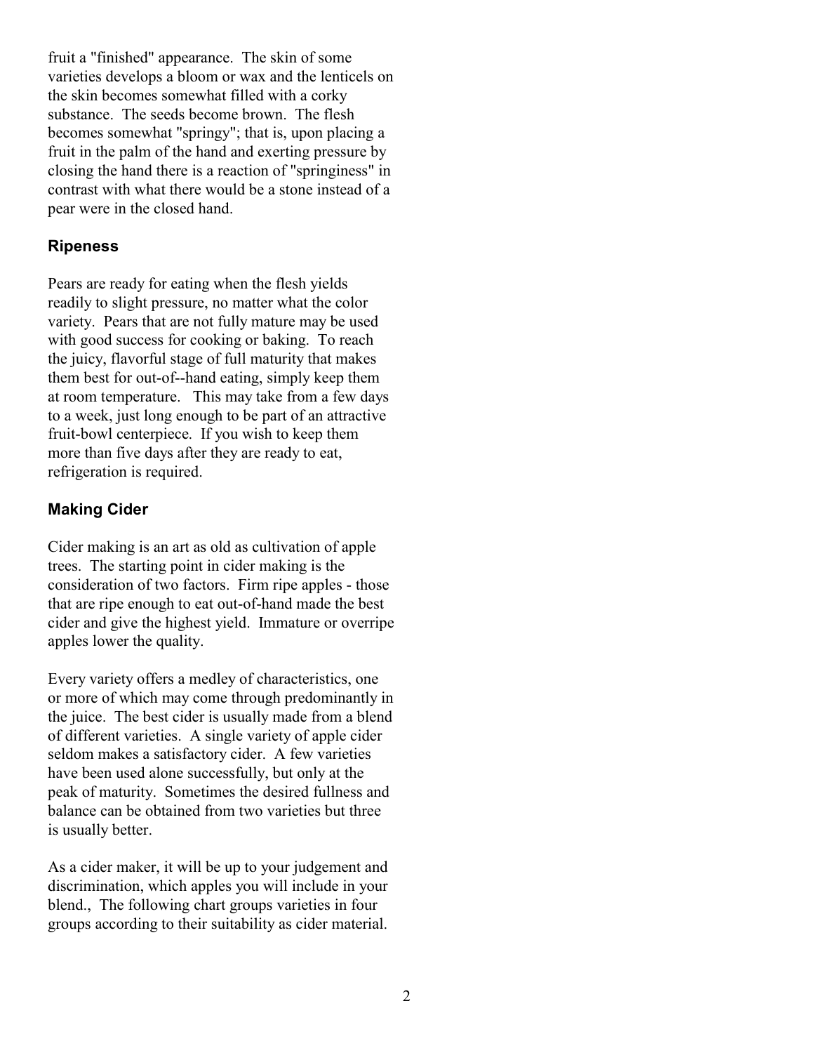fruit a "finished" appearance. The skin of some varieties develops a bloom or wax and the lenticels on the skin becomes somewhat filled with a corky substance. The seeds become brown. The flesh becomes somewhat "springy"; that is, upon placing a fruit in the palm of the hand and exerting pressure by closing the hand there is a reaction of "springiness" in contrast with what there would be a stone instead of a pear were in the closed hand.

### Ripeness

Pears are ready for eating when the flesh yields readily to slight pressure, no matter what the color variety. Pears that are not fully mature may be used with good success for cooking or baking. To reach the juicy, flavorful stage of full maturity that makes them best for out-of--hand eating, simply keep them at room temperature. This may take from a few days to a week, just long enough to be part of an attractive fruit-bowl centerpiece. If you wish to keep them more than five days after they are ready to eat, refrigeration is required.

### Making Cider

Cider making is an art as old as cultivation of apple trees. The starting point in cider making is the consideration of two factors. Firm ripe apples - those that are ripe enough to eat out-of-hand made the best cider and give the highest yield. Immature or overripe apples lower the quality.

Every variety offers a medley of characteristics, one or more of which may come through predominantly in the juice. The best cider is usually made from a blend of different varieties. A single variety of apple cider seldom makes a satisfactory cider. A few varieties have been used alone successfully, but only at the peak of maturity. Sometimes the desired fullness and balance can be obtained from two varieties but three is usually better.

As a cider maker, it will be up to your judgement and discrimination, which apples you will include in your blend., The following chart groups varieties in four groups according to their suitability as cider material.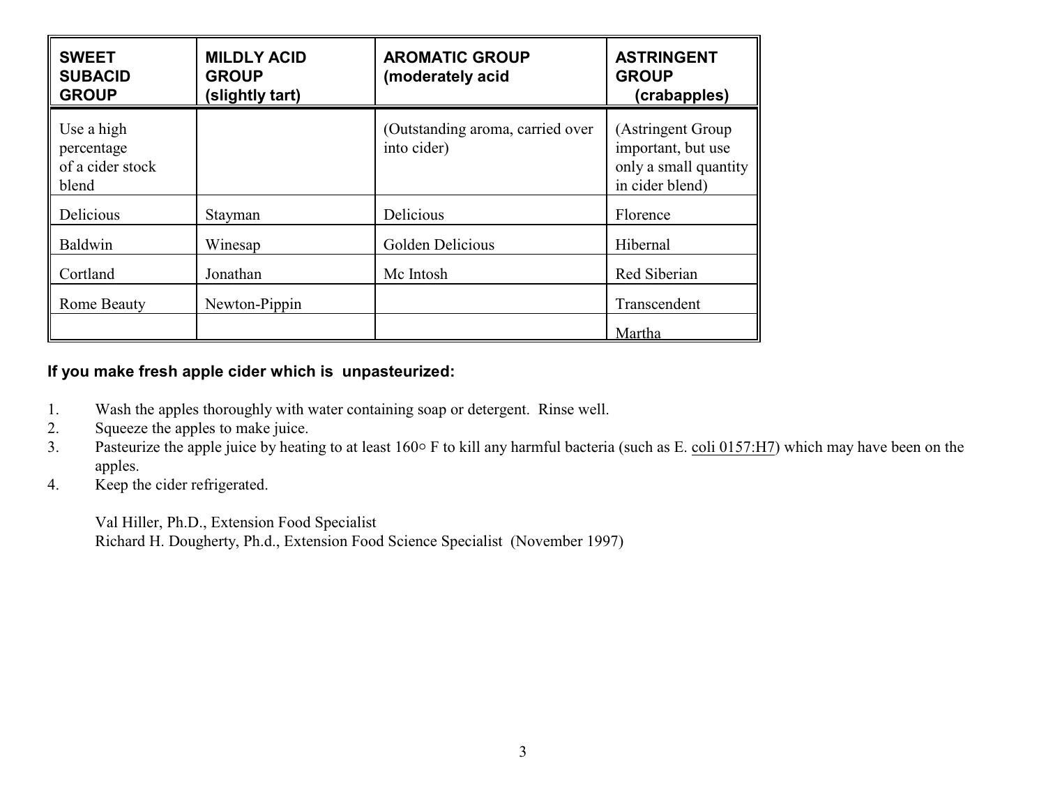| SWEET SUBACID GROUP | MILDLY ACID GROUP (slightly tart) | AROMATIC GROUP (moderately acid | ASTRINGENT GROUP (crabapples) |
|---|---|---|---|
| Use a high percentage of a cider stock blend | | (Outstanding aroma, carried over into cider) | (Astringent Group important, but use only a small quantity in cider blend) |
| Delicious | Stayman | Delicious | Florence |
| Baldwin | Winesap | Golden Delicious | Hibernal |
| Cortland | Jonathan | Mc Intosh | Red Siberian |
| Rome Beauty | Newton-Pippin | | Transcendent |
| | | | Martha |

**If you make fresh apple cider which is unpasteurized:**

1. Wash the apples thoroughly with water containing soap or detergent. Rinse well.
2. Squeeze the apples to make juice.
3. Pasteurize the apple juice by heating to at least 160○ F to kill any harmful bacteria (such as E. coli 0157:H7) which may have been on the apples.
4. Keep the cider refrigerated.

Val Hiller, Ph.D., Extension Food Specialist
Richard H. Dougherty, Ph.d., Extension Food Science Specialist (November 1997)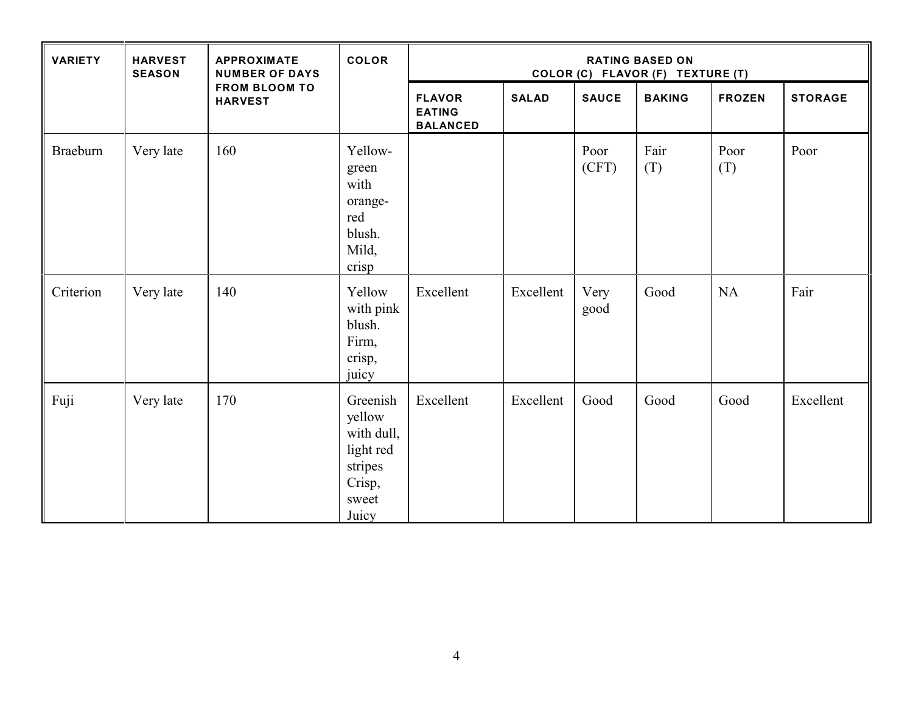| VARIETY | HARVEST SEASON | APPROXIMATE NUMBER OF DAYS FROM BLOOM TO HARVEST | COLOR | RATING BASED ON COLOR (C) FLAVOR (F) TEXTURE (T) | | | | | |
|---|---|---|---|---|---|---|---|---|---|
| | | | | FLAVOR EATING BALANCED | SALAD | SAUCE | BAKING | FROZEN | STORAGE |
| Braeburn | Very late | 160 | Yellow-green with orange-red blush. Mild, crisp | | | Poor (CFT) | Fair (T) | Poor (T) | Poor |
| Criterion | Very late | 140 | Yellow with pink blush. Firm, crisp, juicy | Excellent | Excellent | Very good | Good | NA | Fair |
| Fuji | Very late | 170 | Greenish yellow with dull, light red stripes Crisp, sweet Juicy | Excellent | Excellent | Good | Good | Good | Excellent |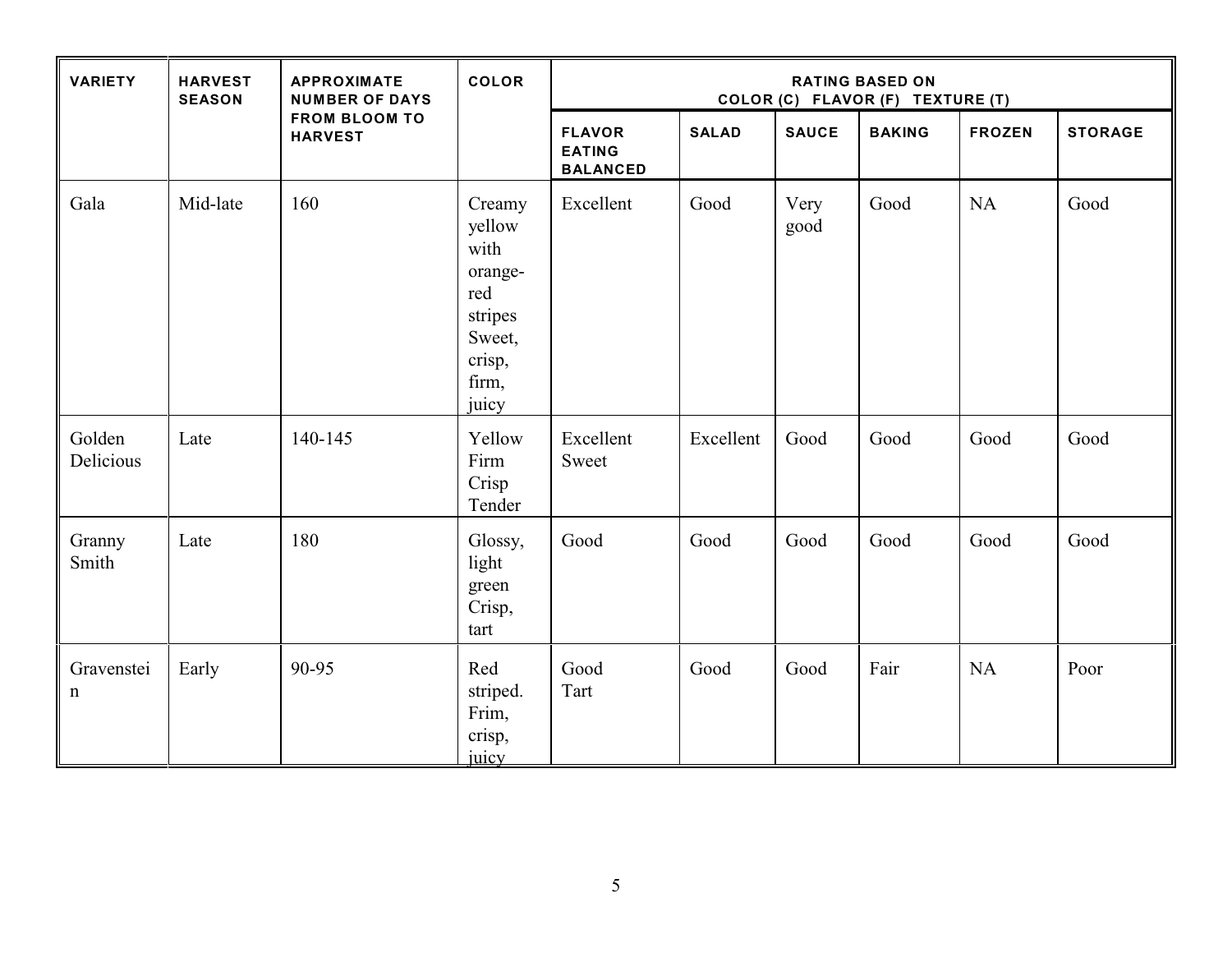| VARIETY | HARVEST SEASON | APPROXIMATE NUMBER OF DAYS FROM BLOOM TO HARVEST | COLOR | RATING BASED ON COLOR (C) FLAVOR (F) TEXTURE (T) | | | | | |
|---|---|---|---|---|---|---|---|---|---|
| | | | | FLAVOR EATING BALANCED | SALAD | SAUCE | BAKING | FROZEN | STORAGE |
| Gala | Mid-late | 160 | Creamy yellow with orange-red stripes Sweet, crisp, firm, juicy | Excellent | Good | Very good | Good | NA | Good |
| Golden Delicious | Late | 140-145 | Yellow Firm Crisp Tender | Excellent Sweet | Excellent | Good | Good | Good | Good |
| Granny Smith | Late | 180 | Glossy, light green Crisp, tart | Good | Good | Good | Good | Good | Good |
| Gravenstein | Early | 90-95 | Red striped. Frim, crisp, juicy | Good Tart | Good | Good | Fair | NA | Poor |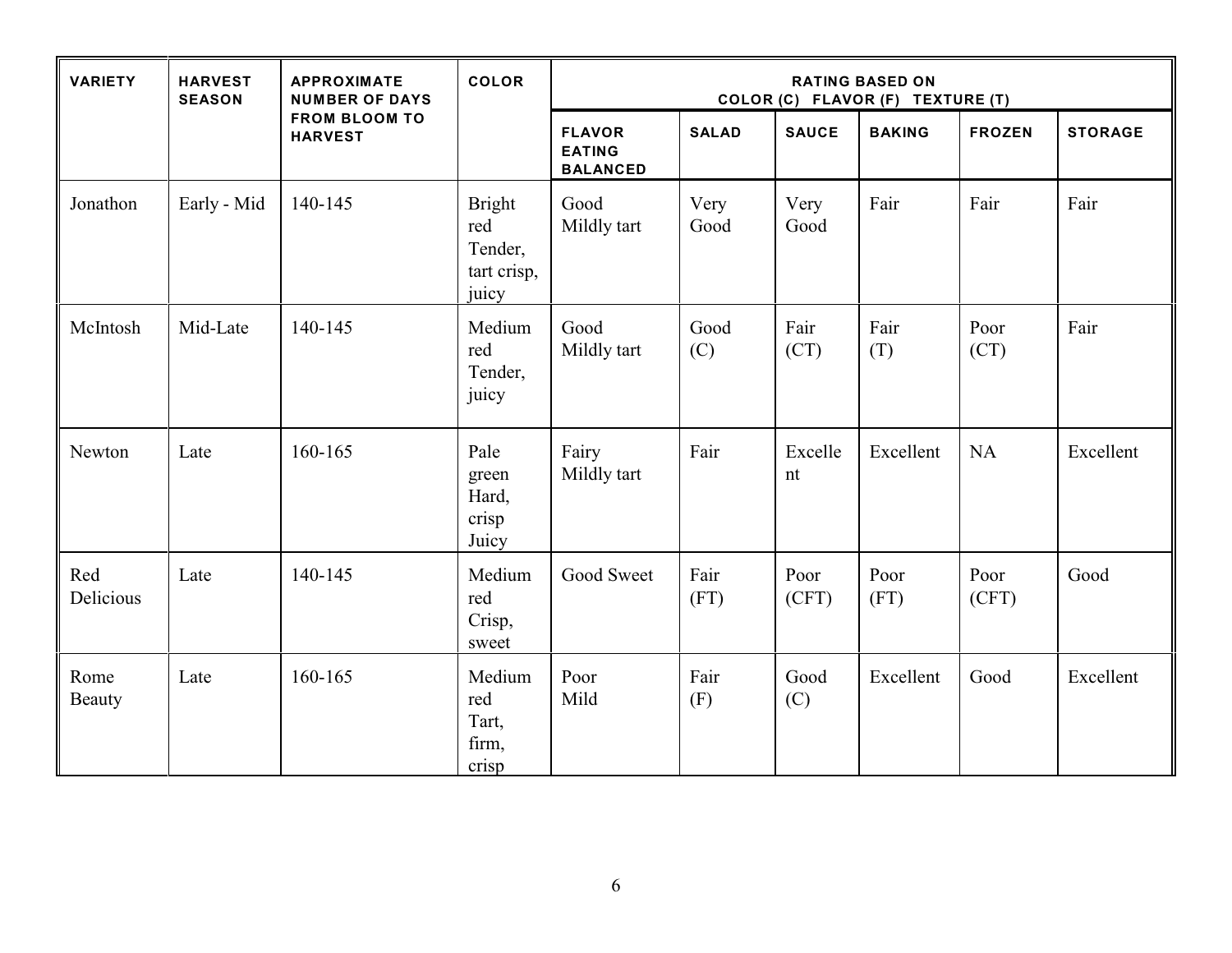| VARIETY | HARVEST SEASON | APPROXIMATE NUMBER OF DAYS FROM BLOOM TO HARVEST | COLOR | RATING BASED ON COLOR (C) FLAVOR (F) TEXTURE (T) | | | | | |
|---|---|---|---|---|---|---|---|---|---|
| | | | | FLAVOR EATING BALANCED | SALAD | SAUCE | BAKING | FROZEN | STORAGE |
| Jonathon | Early - Mid | 140-145 | Bright red Tender, tart crisp, juicy | Good Mildly tart | Very Good | Very Good | Fair | Fair | Fair |
| McIntosh | Mid-Late | 140-145 | Medium red Tender, juicy | Good Mildly tart | Good (C) | Fair (CT) | Fair (T) | Poor (CT) | Fair |
| Newton | Late | 160-165 | Pale green Hard, crisp Juicy | Fairy Mildly tart | Fair | Excellent | Excellent | NA | Excellent |
| Red Delicious | Late | 140-145 | Medium red Crisp, sweet | Good Sweet | Fair (FT) | Poor (CFT) | Poor (FT) | Poor (CFT) | Good |
| Rome Beauty | Late | 160-165 | Medium red Tart, firm, crisp | Poor Mild | Fair (F) | Good (C) | Excellent | Good | Excellent |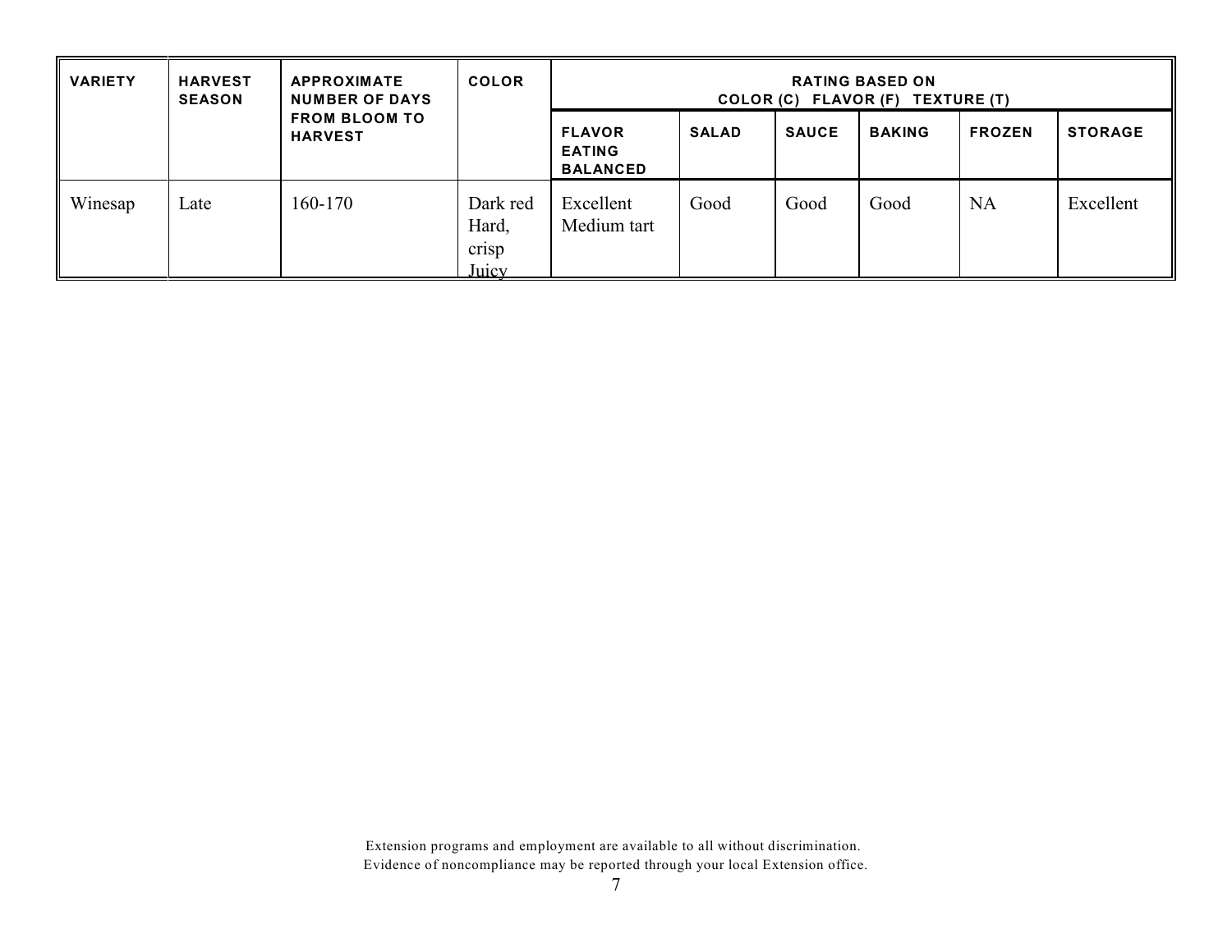| VARIETY | HARVEST SEASON | APPROXIMATE NUMBER OF DAYS FROM BLOOM TO HARVEST | COLOR | RATING BASED ON COLOR (C) FLAVOR (F) TEXTURE (T) | | | | | |
|---|---|---|---|---|---|---|---|---|---|
| | | | | FLAVOR EATING BALANCED | SALAD | SAUCE | BAKING | FROZEN | STORAGE |
| Winesap | Late | 160-170 | Dark red Hard, crisp Juicy | Excellent Medium tart | Good | Good | Good | NA | Excellent |

Extension programs and employment are available to all without discrimination.
Evidence of noncompliance may be reported through your local Extension office.